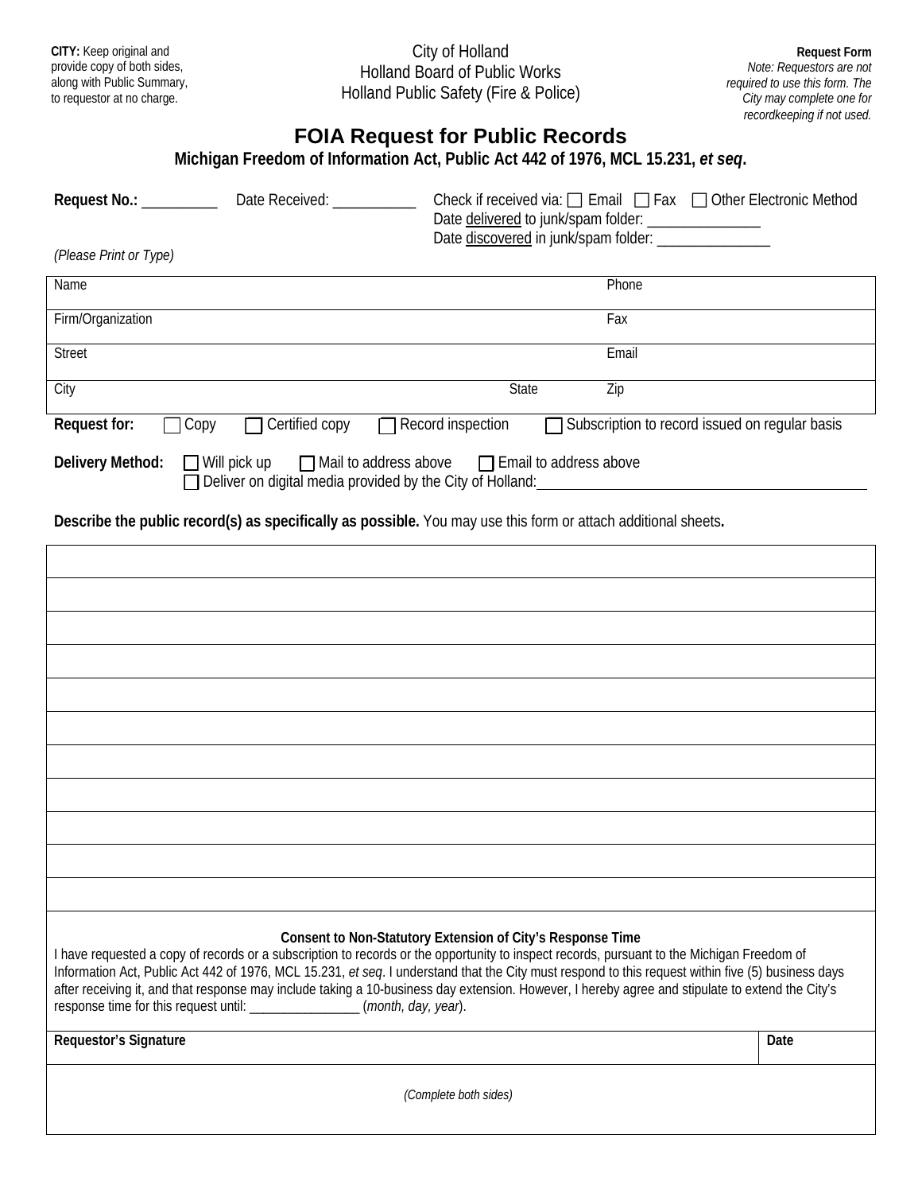**CITY:** Keep original and provide copy of both sides, along with Public Summary, to requestor at no charge.

City of Holland
Holland Board of Public Works
Holland Public Safety (Fire & Police)

**Request Form**
*Note: Requestors are not required to use this form. The City may complete one for recordkeeping if not used.*

# FOIA Request for Public Records

**Michigan Freedom of Information Act, Public Act 442 of 1976, MCL 15.231, *et seq*.**

**Request No.:** __________ Date Received: ___________ Check if received via: ☐ Email ☐ Fax ☐ Other Electronic Method
Date delivered to junk/spam folder: _______________
Date discovered in junk/spam folder: _______________

*(Please Print or Type)*

| Name | | Phone |
|---|---|---|
| Firm/Organization | | Fax |
| Street | | Email |
| City | State | Zip |

**Request for:** ☐ Copy ☐ Certified copy ☐ Record inspection ☐ Subscription to record issued on regular basis

**Delivery Method:** ☐ Will pick up ☐ Mail to address above ☐ Email to address above
☐ Deliver on digital media provided by the City of Holland: ____________________________________________

**Describe the public record(s) as specifically as possible.** You may use this form or attach additional sheets**.**

| |
|---|
| |
| |
| |
| |
| |
| |
| |
| |
| |
| |

**Consent to Non-Statutory Extension of City's Response Time**

I have requested a copy of records or a subscription to records or the opportunity to inspect records, pursuant to the Michigan Freedom of Information Act, Public Act 442 of 1976, MCL 15.231, *et seq*. I understand that the City must respond to this request within five (5) business days after receiving it, and that response may include taking a 10-business day extension. However, I hereby agree and stipulate to extend the City's response time for this request until: ________________ (*month, day, year*).

| **Requestor's Signature** | **Date** |
|---|---|
| | |

*(Complete both sides)*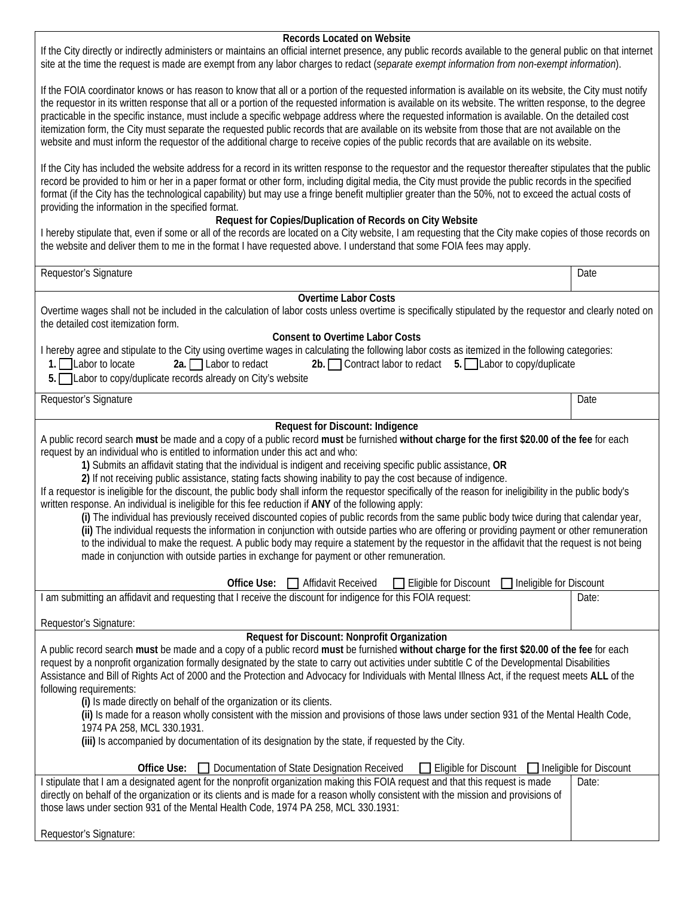### Records Located on Website

If the City directly or indirectly administers or maintains an official internet presence, any public records available to the general public on that internet site at the time the request is made are exempt from any labor charges to redact (*separate exempt information from non-exempt information*).

If the FOIA coordinator knows or has reason to know that all or a portion of the requested information is available on its website, the City must notify the requestor in its written response that all or a portion of the requested information is available on its website. The written response, to the degree practicable in the specific instance, must include a specific webpage address where the requested information is available. On the detailed cost itemization form, the City must separate the requested public records that are available on its website from those that are not available on the website and must inform the requestor of the additional charge to receive copies of the public records that are available on its website.

If the City has included the website address for a record in its written response to the requestor and the requestor thereafter stipulates that the public record be provided to him or her in a paper format or other form, including digital media, the City must provide the public records in the specified format (if the City has the technological capability) but may use a fringe benefit multiplier greater than the 50%, not to exceed the actual costs of providing the information in the specified format.

### Request for Copies/Duplication of Records on City Website

I hereby stipulate that, even if some or all of the records are located on a City website, I am requesting that the City make copies of those records on the website and deliver them to me in the format I have requested above. I understand that some FOIA fees may apply.

| Requestor's Signature | Date |
|---|---|

### Overtime Labor Costs

Overtime wages shall not be included in the calculation of labor costs unless overtime is specifically stipulated by the requestor and clearly noted on the detailed cost itemization form.

### Consent to Overtime Labor Costs

I hereby agree and stipulate to the City using overtime wages in calculating the following labor costs as itemized in the following categories:

**1.** ☐ Labor to locate **2a.** ☐ Labor to redact **2b.** ☐ Contract labor to redact **5.** ☐ Labor to copy/duplicate
**5.** ☐ Labor to copy/duplicate records already on City's website

| Requestor's Signature | Date |
|---|---|

### Request for Discount: Indigence

A public record search **must** be made and a copy of a public record **must** be furnished **without charge for the first $20.00 of the fee** for each request by an individual who is entitled to information under this act and who:

**1)** Submits an affidavit stating that the individual is indigent and receiving specific public assistance, **OR**
**2)** If not receiving public assistance, stating facts showing inability to pay the cost because of indigence.

If a requestor is ineligible for the discount, the public body shall inform the requestor specifically of the reason for ineligibility in the public body's written response. An individual is ineligible for this fee reduction if **ANY** of the following apply:

**(i)** The individual has previously received discounted copies of public records from the same public body twice during that calendar year,
**(ii)** The individual requests the information in conjunction with outside parties who are offering or providing payment or other remuneration to the individual to make the request. A public body may require a statement by the requestor in the affidavit that the request is not being made in conjunction with outside parties in exchange for payment or other remuneration.

**Office Use:** ☐ Affidavit Received ☐ Eligible for Discount ☐ Ineligible for Discount

| I am submitting an affidavit and requesting that I receive the discount for indigence for this FOIA request:<br><br>Requestor's Signature: | Date: |
|---|---|

### Request for Discount: Nonprofit Organization

A public record search **must** be made and a copy of a public record **must** be furnished **without charge for the first $20.00 of the fee** for each request by a nonprofit organization formally designated by the state to carry out activities under subtitle C of the Developmental Disabilities Assistance and Bill of Rights Act of 2000 and the Protection and Advocacy for Individuals with Mental Illness Act, if the request meets **ALL** of the following requirements:

**(i)** Is made directly on behalf of the organization or its clients.
**(ii)** Is made for a reason wholly consistent with the mission and provisions of those laws under section 931 of the Mental Health Code, 1974 PA 258, MCL 330.1931.
**(iii)** Is accompanied by documentation of its designation by the state, if requested by the City.

**Office Use:** ☐ Documentation of State Designation Received ☐ Eligible for Discount ☐ Ineligible for Discount

| I stipulate that I am a designated agent for the nonprofit organization making this FOIA request and that this request is made directly on behalf of the organization or its clients and is made for a reason wholly consistent with the mission and provisions of those laws under section 931 of the Mental Health Code, 1974 PA 258, MCL 330.1931:<br><br>Requestor's Signature: | Date: |
|---|---|